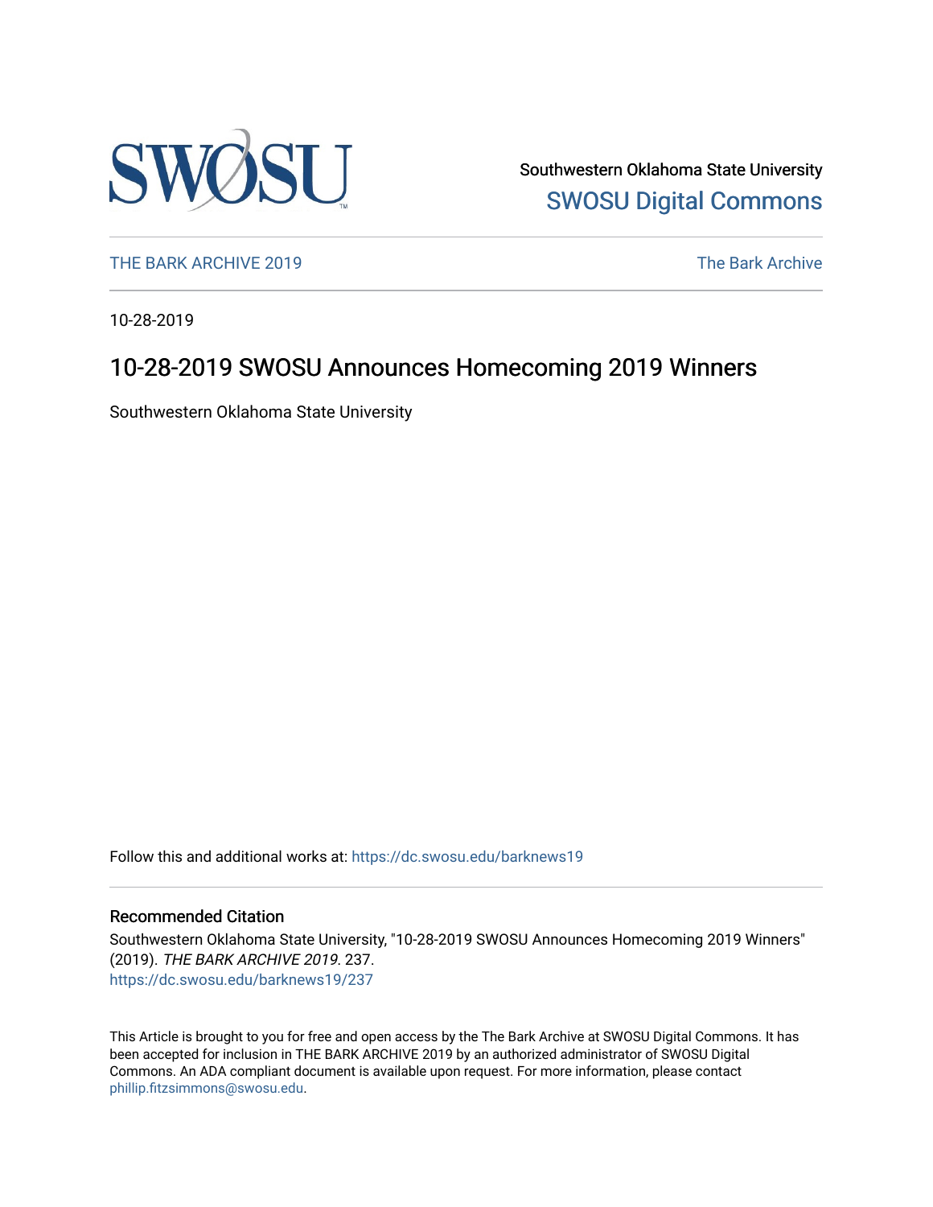Southwestern Oklahoma State University

SWOSU Digital Commons

THE BARK ARCHIVE 2019

The Bark Archive

10-28-2019

# 10-28-2019 SWOSU Announces Homecoming 2019 Winners

Southwestern Oklahoma State University

Follow this and additional works at: https://dc.swosu.edu/barknews19

## Recommended Citation

Southwestern Oklahoma State University, "10-28-2019 SWOSU Announces Homecoming 2019 Winners" (2019). *THE BARK ARCHIVE 2019*. 237.
https://dc.swosu.edu/barknews19/237

This Article is brought to you for free and open access by the The Bark Archive at SWOSU Digital Commons. It has been accepted for inclusion in THE BARK ARCHIVE 2019 by an authorized administrator of SWOSU Digital Commons. An ADA compliant document is available upon request. For more information, please contact phillip.fitzsimmons@swosu.edu.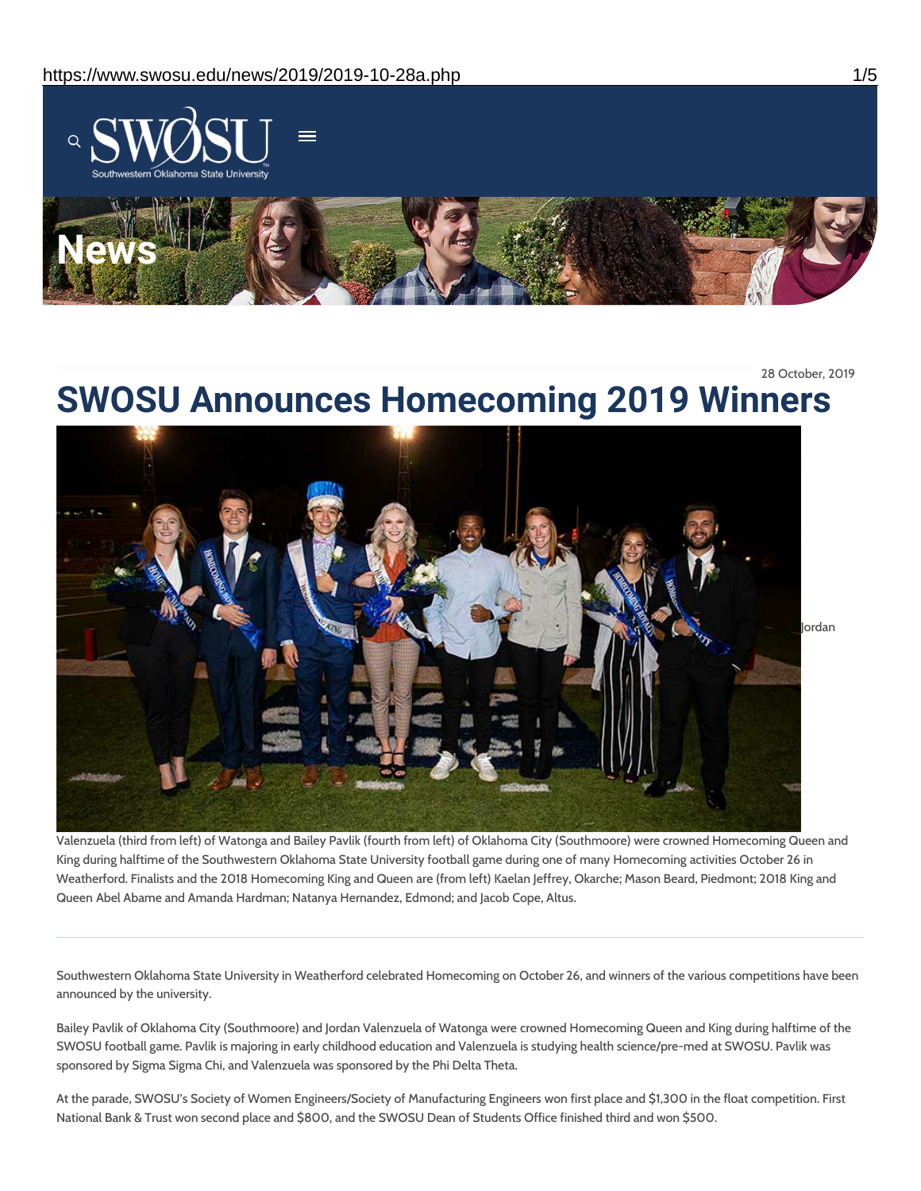28 October, 2019

# SWOSU Announces Homecoming 2019 Winners

Jordan Valenzuela (third from left) of Watonga and Bailey Pavlik (fourth from left) of Oklahoma City (Southmoore) were crowned Homecoming Queen and King during halftime of the Southwestern Oklahoma State University football game during one of many Homecoming activities October 26 in Weatherford. Finalists and the 2018 Homecoming King and Queen are (from left) Kaelan Jeffrey, Okarche; Mason Beard, Piedmont; 2018 King and Queen Abel Abame and Amanda Hardman; Natanya Hernandez, Edmond; and Jacob Cope, Altus.

---

Southwestern Oklahoma State University in Weatherford celebrated Homecoming on October 26, and winners of the various competitions have been announced by the university.

Bailey Pavlik of Oklahoma City (Southmoore) and Jordan Valenzuela of Watonga were crowned Homecoming Queen and King during halftime of the SWOSU football game. Pavlik is majoring in early childhood education and Valenzuela is studying health science/pre-med at SWOSU. Pavlik was sponsored by Sigma Sigma Chi, and Valenzuela was sponsored by the Phi Delta Theta.

At the parade, SWOSU's Society of Women Engineers/Society of Manufacturing Engineers won first place and $1,300 in the float competition. First National Bank & Trust won second place and $800, and the SWOSU Dean of Students Office finished third and won $500.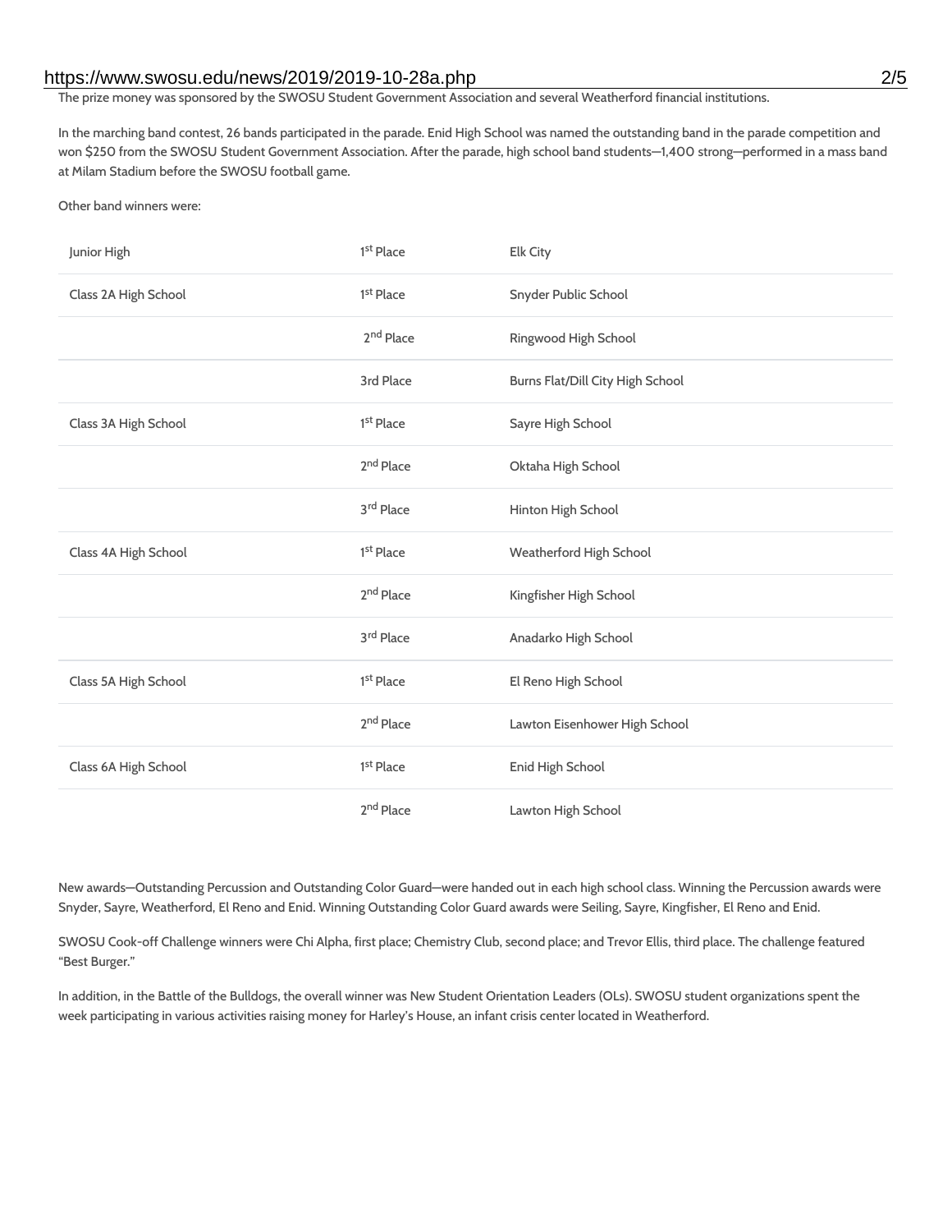The prize money was sponsored by the SWOSU Student Government Association and several Weatherford financial institutions.

In the marching band contest, 26 bands participated in the parade. Enid High School was named the outstanding band in the parade competition and won $250 from the SWOSU Student Government Association. After the parade, high school band students—1,400 strong—performed in a mass band at Milam Stadium before the SWOSU football game.

Other band winners were:

| | | |
|---|---|---|
| Junior High | 1st Place | Elk City |
| Class 2A High School | 1st Place | Snyder Public School |
| | 2nd Place | Ringwood High School |
| | 3rd Place | Burns Flat/Dill City High School |
| Class 3A High School | 1st Place | Sayre High School |
| | 2nd Place | Oktaha High School |
| | 3rd Place | Hinton High School |
| Class 4A High School | 1st Place | Weatherford High School |
| | 2nd Place | Kingfisher High School |
| | 3rd Place | Anadarko High School |
| Class 5A High School | 1st Place | El Reno High School |
| | 2nd Place | Lawton Eisenhower High School |
| Class 6A High School | 1st Place | Enid High School |
| | 2nd Place | Lawton High School |

New awards—Outstanding Percussion and Outstanding Color Guard—were handed out in each high school class. Winning the Percussion awards were Snyder, Sayre, Weatherford, El Reno and Enid. Winning Outstanding Color Guard awards were Seiling, Sayre, Kingfisher, El Reno and Enid.

SWOSU Cook-off Challenge winners were Chi Alpha, first place; Chemistry Club, second place; and Trevor Ellis, third place. The challenge featured "Best Burger."

In addition, in the Battle of the Bulldogs, the overall winner was New Student Orientation Leaders (OLs). SWOSU student organizations spent the week participating in various activities raising money for Harley's House, an infant crisis center located in Weatherford.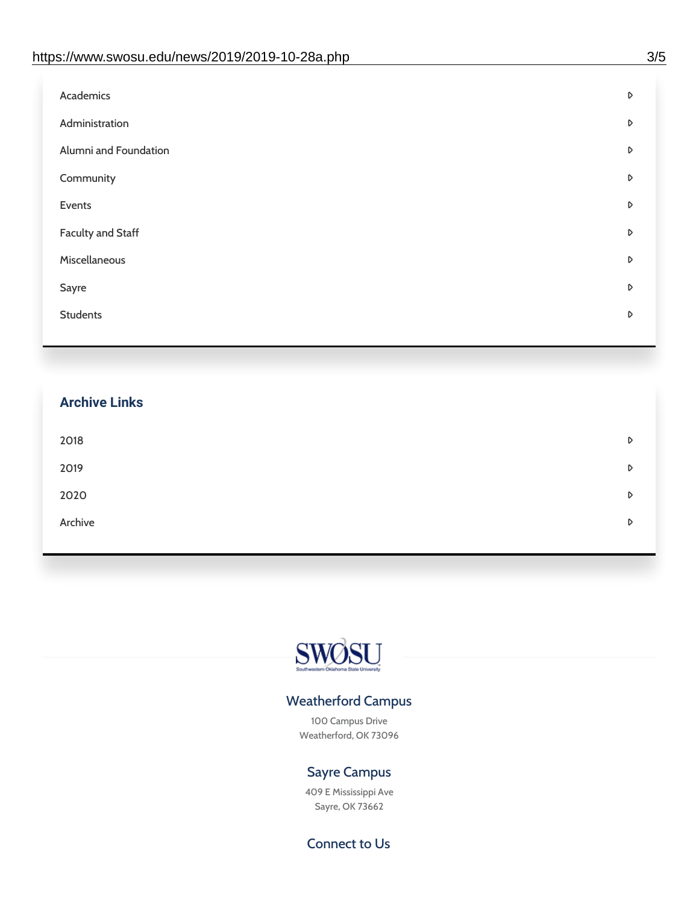- Academics
- Administration
- Alumni and Foundation
- Community
- Events
- Faculty and Staff
- Miscellaneous
- Sayre
- Students

## Archive Links

- 2018
- 2019
- 2020
- Archive

SWOSU
Southwestern Oklahoma State University

### Weatherford Campus

100 Campus Drive
Weatherford, OK 73096

### Sayre Campus

409 E Mississippi Ave
Sayre, OK 73662

### Connect to Us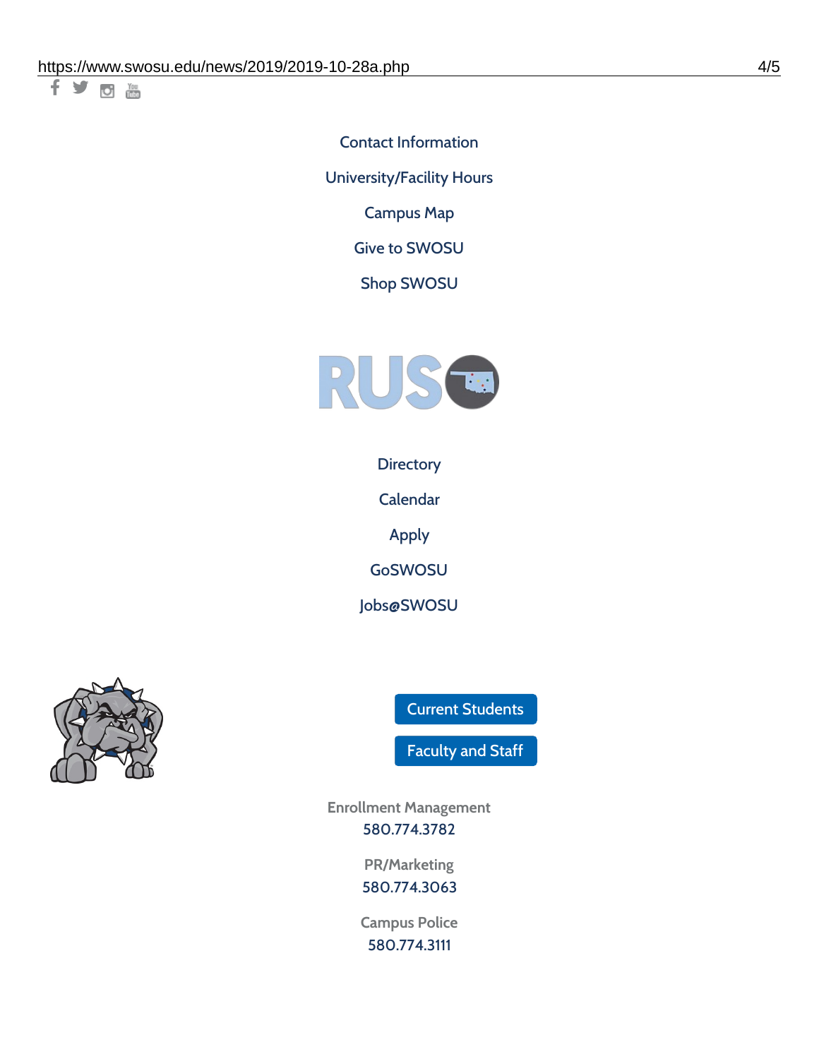Contact Information

University/Facility Hours

Campus Map

Give to SWOSU

Shop SWOSU

Directory

Calendar

Apply

GoSWOSU

Jobs@SWOSU

Current Students

Faculty and Staff

Enrollment Management
580.774.3782

PR/Marketing
580.774.3063

Campus Police
580.774.3111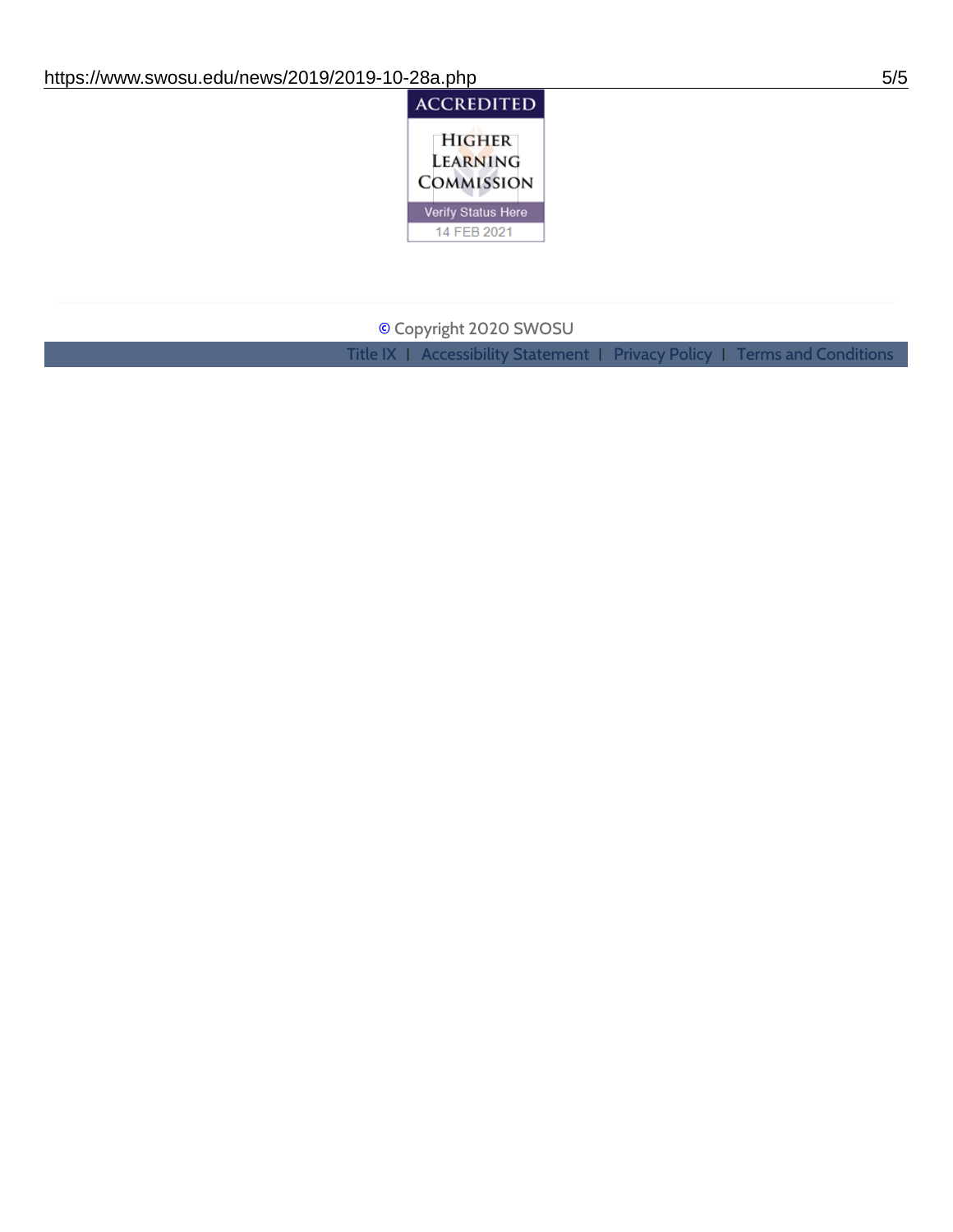ACCREDITED

HIGHER LEARNING COMMISSION

Verify Status Here

14 FEB 2021

© Copyright 2020 SWOSU

Title IX | Accessibility Statement | Privacy Policy | Terms and Conditions